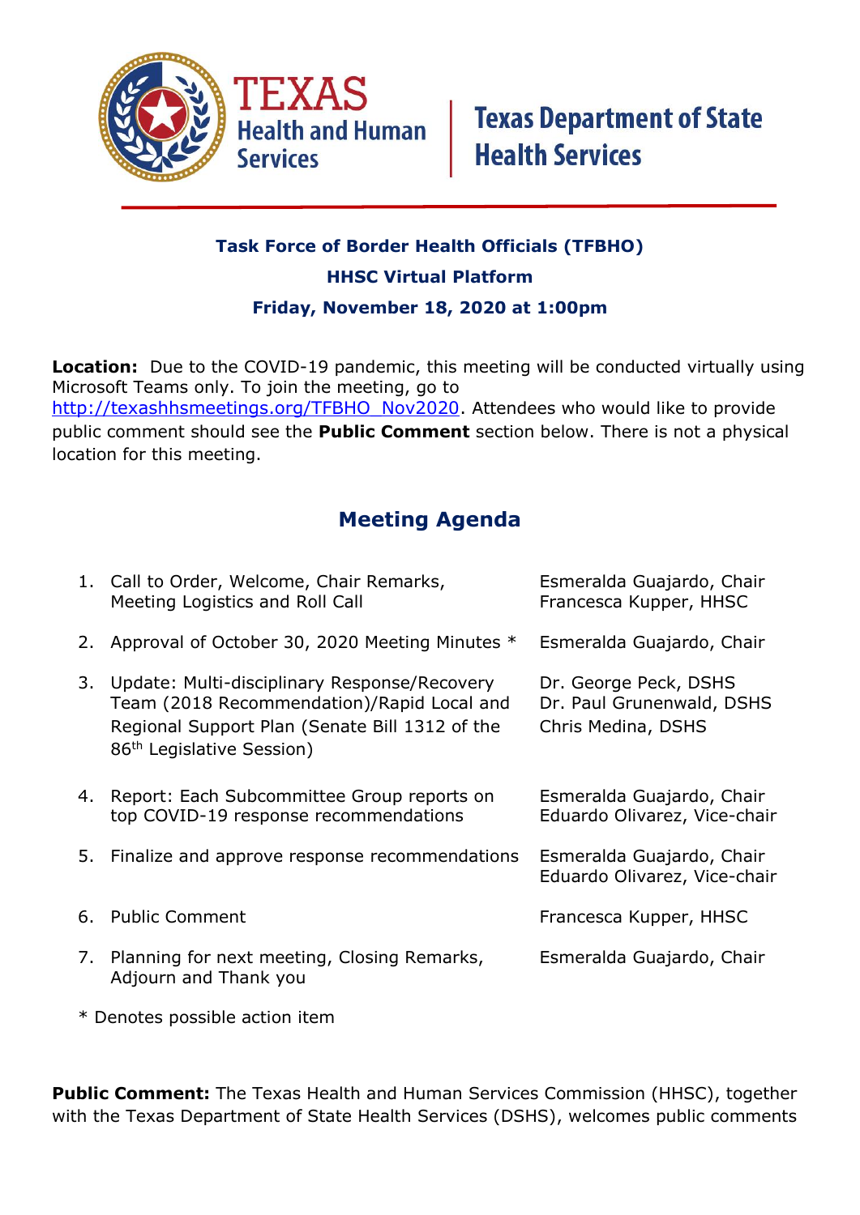Texas Health and Human Services | Texas Department of State Health Services

**Task Force of Border Health Officials (TFBHO)**

**HHSC Virtual Platform**

**Friday, November 18, 2020 at 1:00pm**

**Location:** Due to the COVID-19 pandemic, this meeting will be conducted virtually using Microsoft Teams only. To join the meeting, go to http://texashhsmeetings.org/TFBHO_Nov2020. Attendees who would like to provide public comment should see the **Public Comment** section below. There is not a physical location for this meeting.

## Meeting Agenda

| | Item | Presenter(s) |
|---|---|---|
| 1. | Call to Order, Welcome, Chair Remarks, Meeting Logistics and Roll Call | Esmeralda Guajardo, Chair<br>Francesca Kupper, HHSC |
| 2. | Approval of October 30, 2020 Meeting Minutes * | Esmeralda Guajardo, Chair |
| 3. | Update: Multi-disciplinary Response/Recovery Team (2018 Recommendation)/Rapid Local and Regional Support Plan (Senate Bill 1312 of the 86th Legislative Session) | Dr. George Peck, DSHS<br>Dr. Paul Grunenwald, DSHS<br>Chris Medina, DSHS |
| 4. | Report: Each Subcommittee Group reports on top COVID-19 response recommendations | Esmeralda Guajardo, Chair<br>Eduardo Olivarez, Vice-chair |
| 5. | Finalize and approve response recommendations | Esmeralda Guajardo, Chair<br>Eduardo Olivarez, Vice-chair |
| 6. | Public Comment | Francesca Kupper, HHSC |
| 7. | Planning for next meeting, Closing Remarks, Adjourn and Thank you | Esmeralda Guajardo, Chair |

* Denotes possible action item

**Public Comment:** The Texas Health and Human Services Commission (HHSC), together with the Texas Department of State Health Services (DSHS), welcomes public comments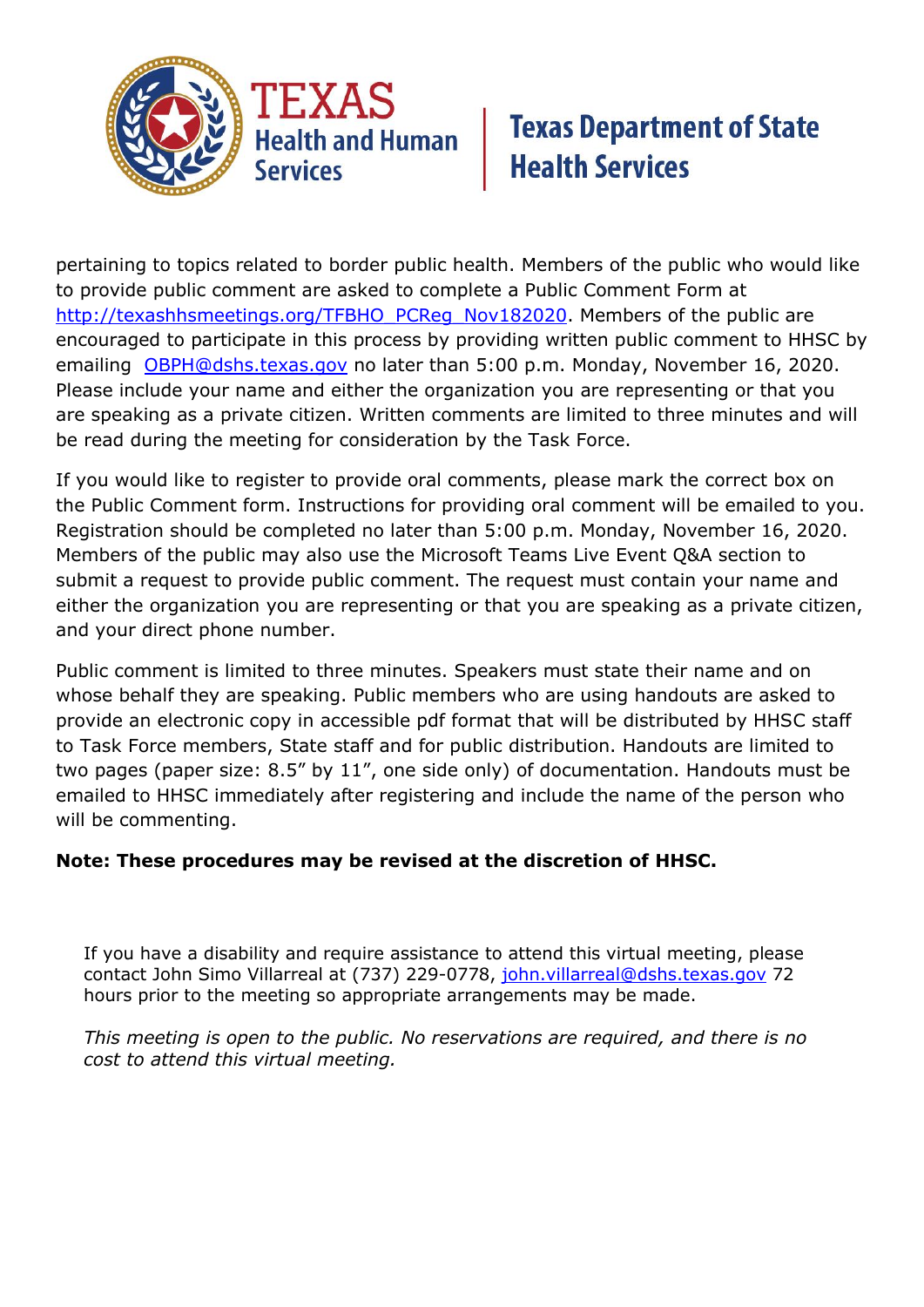pertaining to topics related to border public health. Members of the public who would like to provide public comment are asked to complete a Public Comment Form at http://texashhsmeetings.org/TFBHO_PCReg_Nov182020. Members of the public are encouraged to participate in this process by providing written public comment to HHSC by emailing OBPH@dshs.texas.gov no later than 5:00 p.m. Monday, November 16, 2020. Please include your name and either the organization you are representing or that you are speaking as a private citizen. Written comments are limited to three minutes and will be read during the meeting for consideration by the Task Force.

If you would like to register to provide oral comments, please mark the correct box on the Public Comment form. Instructions for providing oral comment will be emailed to you. Registration should be completed no later than 5:00 p.m. Monday, November 16, 2020. Members of the public may also use the Microsoft Teams Live Event Q&A section to submit a request to provide public comment. The request must contain your name and either the organization you are representing or that you are speaking as a private citizen, and your direct phone number.

Public comment is limited to three minutes. Speakers must state their name and on whose behalf they are speaking. Public members who are using handouts are asked to provide an electronic copy in accessible pdf format that will be distributed by HHSC staff to Task Force members, State staff and for public distribution. Handouts are limited to two pages (paper size: 8.5" by 11", one side only) of documentation. Handouts must be emailed to HHSC immediately after registering and include the name of the person who will be commenting.

**Note: These procedures may be revised at the discretion of HHSC.**

If you have a disability and require assistance to attend this virtual meeting, please contact John Simo Villarreal at (737) 229-0778, john.villarreal@dshs.texas.gov 72 hours prior to the meeting so appropriate arrangements may be made.

*This meeting is open to the public. No reservations are required, and there is no cost to attend this virtual meeting.*